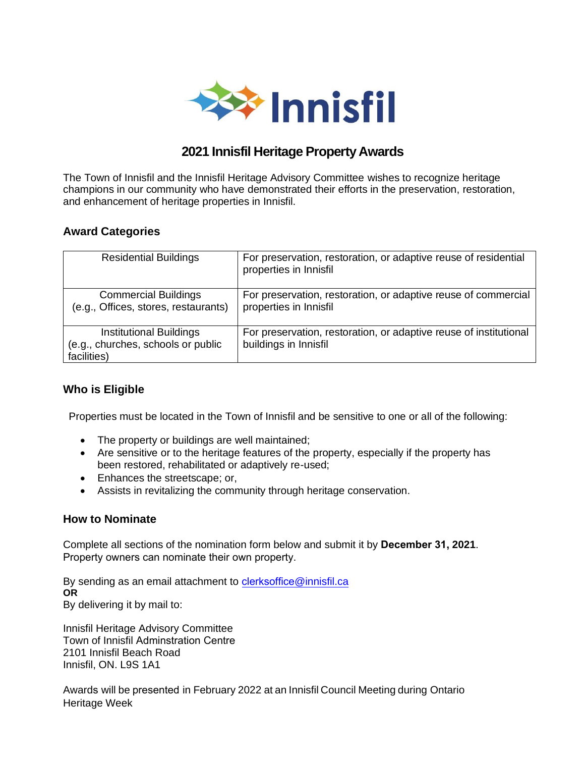Innisfil

# 2021 Innisfil Heritage Property Awards

The Town of Innisfil and the Innisfil Heritage Advisory Committee wishes to recognize heritage champions in our community who have demonstrated their efforts in the preservation, restoration, and enhancement of heritage properties in Innisfil.

## Award Categories

| | |
|---|---|
| Residential Buildings | For preservation, restoration, or adaptive reuse of residential properties in Innisfil |
| Commercial Buildings (e.g., Offices, stores, restaurants) | For preservation, restoration, or adaptive reuse of commercial properties in Innisfil |
| Institutional Buildings (e.g., churches, schools or public facilities) | For preservation, restoration, or adaptive reuse of institutional buildings in Innisfil |

## Who is Eligible

Properties must be located in the Town of Innisfil and be sensitive to one or all of the following:

- The property or buildings are well maintained;
- Are sensitive or to the heritage features of the property, especially if the property has been restored, rehabilitated or adaptively re-used;
- Enhances the streetscape; or,
- Assists in revitalizing the community through heritage conservation.

## How to Nominate

Complete all sections of the nomination form below and submit it by **December 31, 2021**. Property owners can nominate their own property.

By sending as an email attachment to clerksoffice@innisfil.ca
**OR**
By delivering it by mail to:

Innisfil Heritage Advisory Committee
Town of Innisfil Adminstration Centre
2101 Innisfil Beach Road
Innisfil, ON. L9S 1A1

Awards will be presented in February 2022 at an Innisfil Council Meeting during Ontario Heritage Week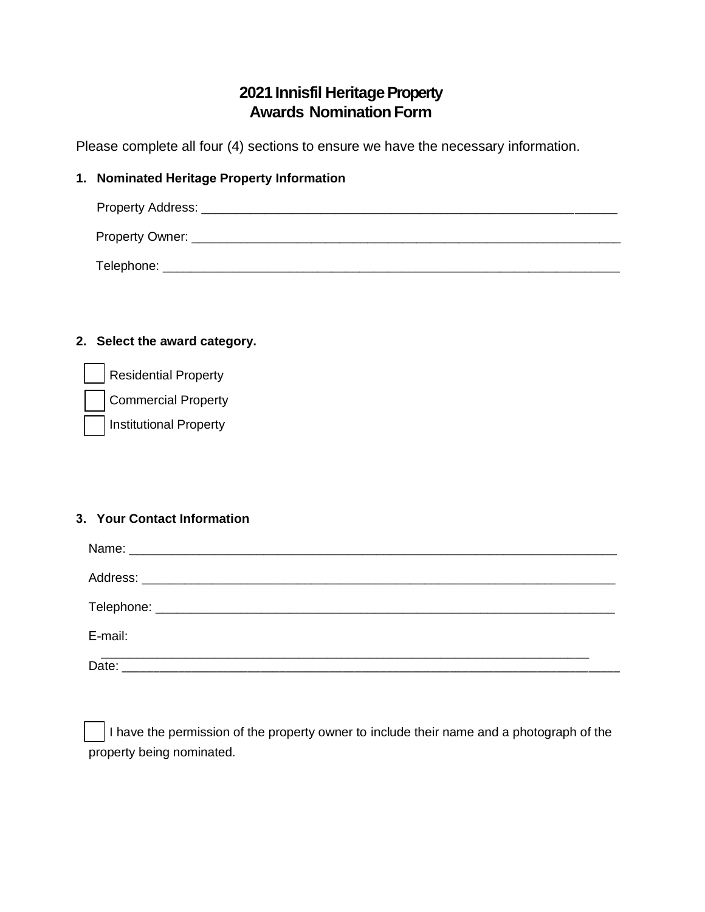# 2021 Innisfil Heritage Property Awards Nomination Form

Please complete all four (4) sections to ensure we have the necessary information.

**1. Nominated Heritage Property Information**

Property Address: ___________________________________________________________

Property Owner: _____________________________________________________________

Telephone: _________________________________________________________________

**2. Select the award category.**

☐ Residential Property

☐ Commercial Property

☐ Institutional Property

**3. Your Contact Information**

Name: ____________________________________________________________________

Address: __________________________________________________________________

Telephone: ________________________________________________________________

E-mail: ___________________________________________________________________

Date: _____________________________________________________________________

☐ I have the permission of the property owner to include their name and a photograph of the property being nominated.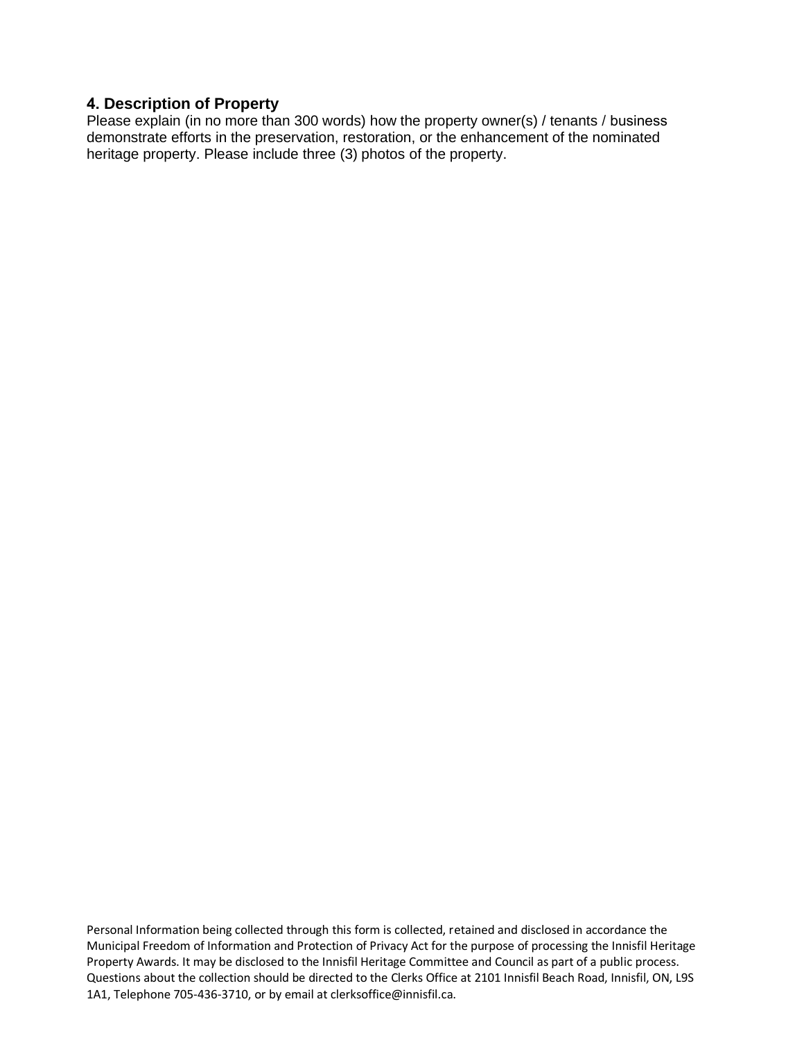## 4. Description of Property

Please explain (in no more than 300 words) how the property owner(s) / tenants / business demonstrate efforts in the preservation, restoration, or the enhancement of the nominated heritage property. Please include three (3) photos of the property.

Personal Information being collected through this form is collected, retained and disclosed in accordance the Municipal Freedom of Information and Protection of Privacy Act for the purpose of processing the Innisfil Heritage Property Awards. It may be disclosed to the Innisfil Heritage Committee and Council as part of a public process. Questions about the collection should be directed to the Clerks Office at 2101 Innisfil Beach Road, Innisfil, ON, L9S 1A1, Telephone 705-436-3710, or by email at clerksoffice@innisfil.ca.